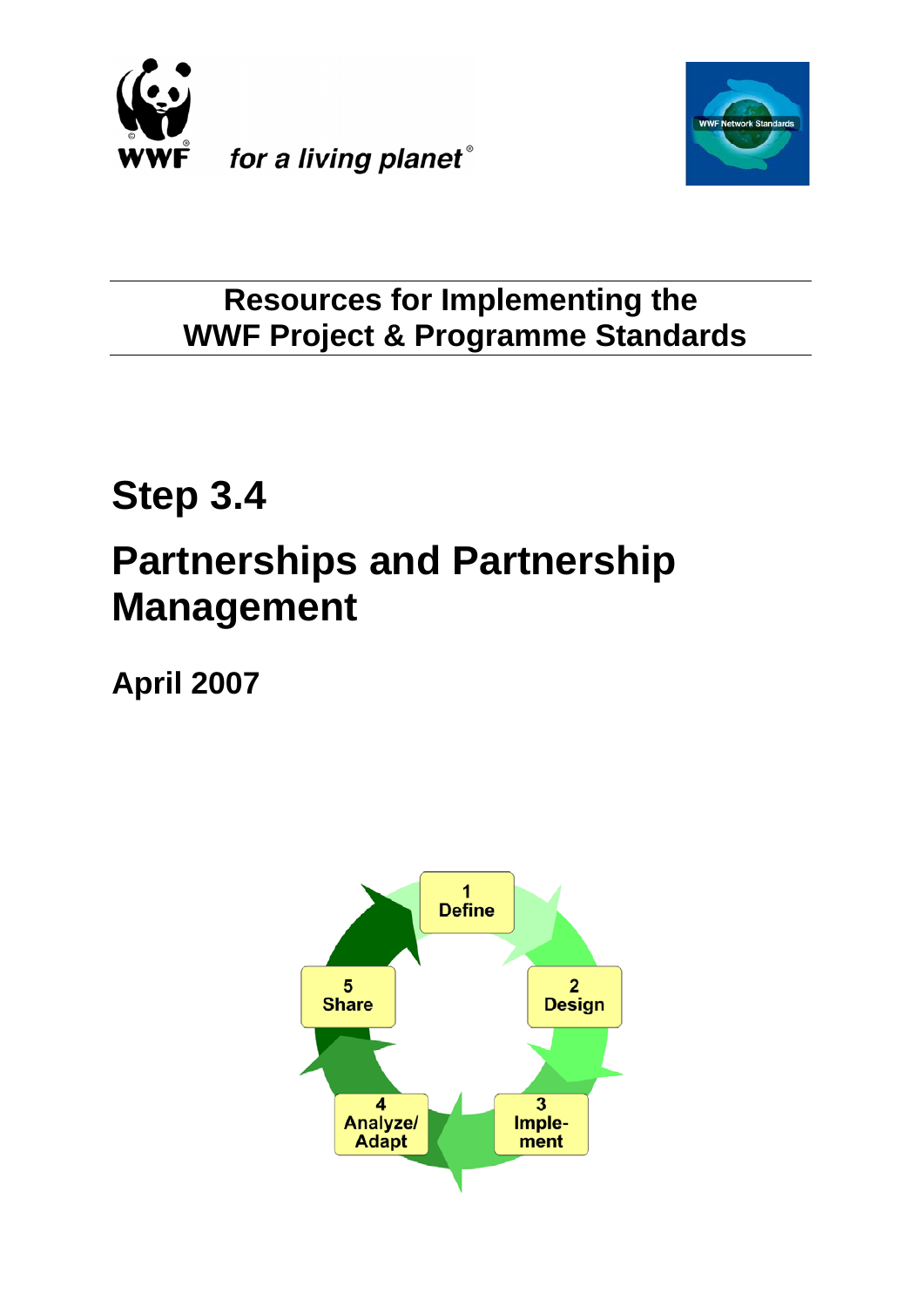WWF *for a living planet*®

WWF Network Standards

## Resources for Implementing the WWF Project & Programme Standards

# Step 3.4

# Partnerships and Partnership Management

## April 2007

1 Define

2 Design

3 Imple-ment

4 Analyze/ Adapt

5 Share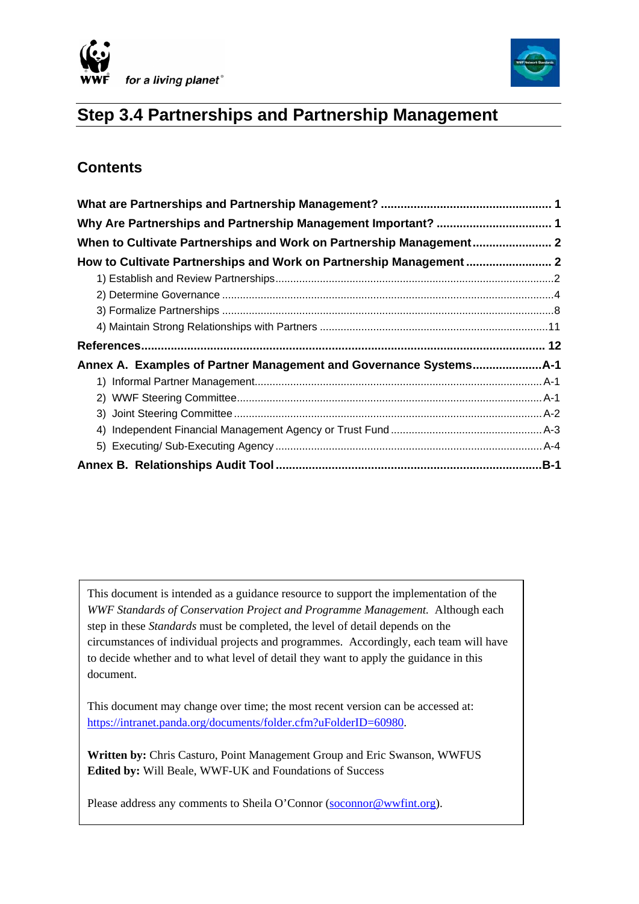# Step 3.4 Partnerships and Partnership Management

## Contents

**What are Partnerships and Partnership Management? .................................................... 1**

**Why Are Partnerships and Partnership Management Important? .................................. 1**

**When to Cultivate Partnerships and Work on Partnership Management........................ 2**

**How to Cultivate Partnerships and Work on Partnership Management .......................... 2**

1) Establish and Review Partnerships..........................................................................................2

2) Determine Governance ............................................................................................................4

3) Formalize Partnerships ............................................................................................................8

4) Maintain Strong Relationships with Partners ..........................................................................11

**References......................................................................................................................... 12**

**Annex A. Examples of Partner Management and Governance Systems.....................A-1**

1) Informal Partner Management...............................................................................................A-1

2) WWF Steering Committee.....................................................................................................A-1

3) Joint Steering Committee ......................................................................................................A-2

4) Independent Financial Management Agency or Trust Fund ..................................................A-3

5) Executing/ Sub-Executing Agency ........................................................................................A-4

**Annex B. Relationships Audit Tool ..............................................................................B-1**

---

This document is intended as a guidance resource to support the implementation of the *WWF Standards of Conservation Project and Programme Management.* Although each step in these *Standards* must be completed, the level of detail depends on the circumstances of individual projects and programmes. Accordingly, each team will have to decide whether and to what level of detail they want to apply the guidance in this document.

This document may change over time; the most recent version can be accessed at: https://intranet.panda.org/documents/folder.cfm?uFolderID=60980.

**Written by:** Chris Casturo, Point Management Group and Eric Swanson, WWFUS
**Edited by:** Will Beale, WWF-UK and Foundations of Success

Please address any comments to Sheila O'Connor (soconnor@wwfint.org).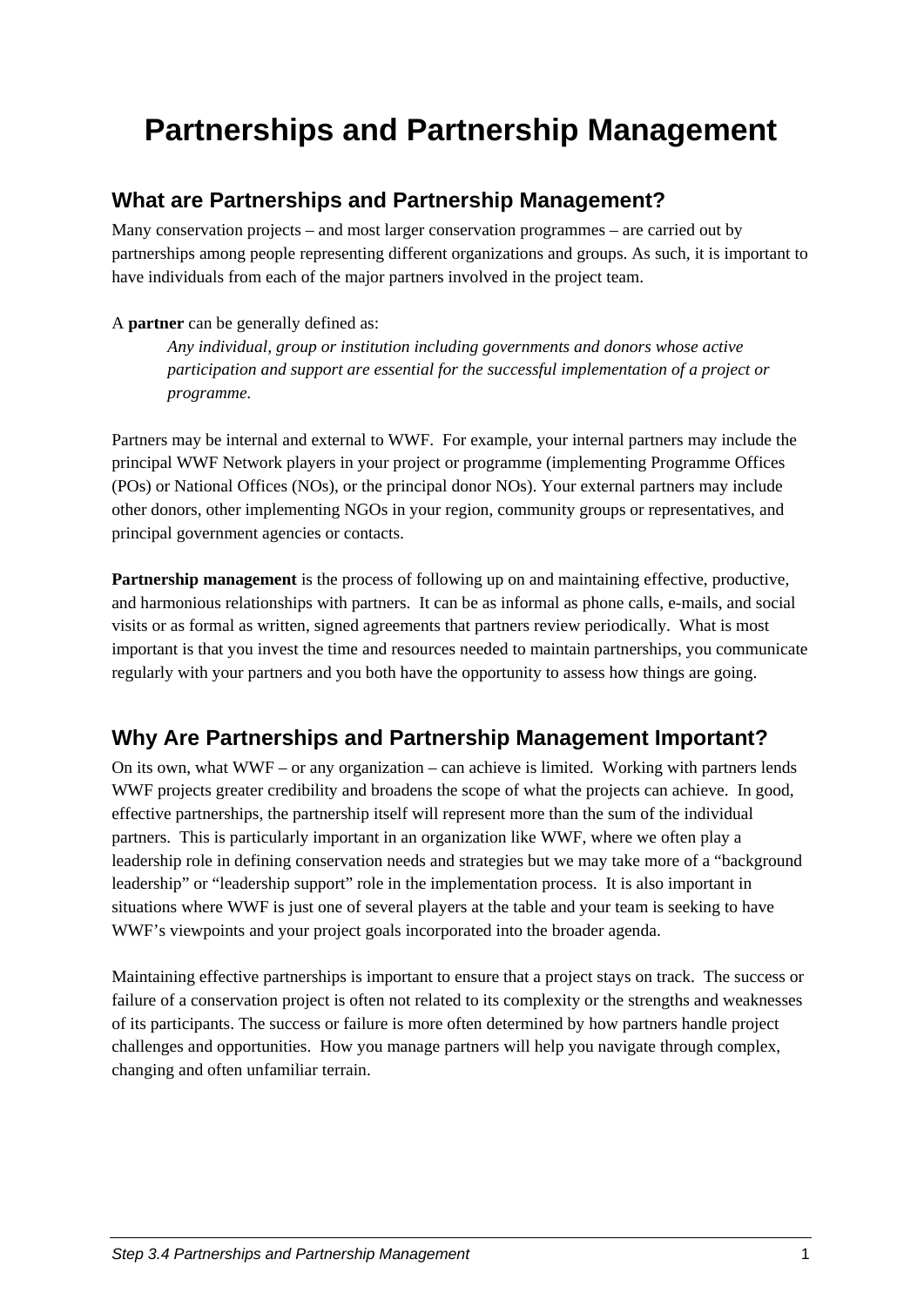# Partnerships and Partnership Management

## What are Partnerships and Partnership Management?

Many conservation projects – and most larger conservation programmes – are carried out by partnerships among people representing different organizations and groups. As such, it is important to have individuals from each of the major partners involved in the project team.

A **partner** can be generally defined as:

> *Any individual, group or institution including governments and donors whose active participation and support are essential for the successful implementation of a project or programme.*

Partners may be internal and external to WWF. For example, your internal partners may include the principal WWF Network players in your project or programme (implementing Programme Offices (POs) or National Offices (NOs), or the principal donor NOs). Your external partners may include other donors, other implementing NGOs in your region, community groups or representatives, and principal government agencies or contacts.

**Partnership management** is the process of following up on and maintaining effective, productive, and harmonious relationships with partners. It can be as informal as phone calls, e-mails, and social visits or as formal as written, signed agreements that partners review periodically. What is most important is that you invest the time and resources needed to maintain partnerships, you communicate regularly with your partners and you both have the opportunity to assess how things are going.

## Why Are Partnerships and Partnership Management Important?

On its own, what WWF – or any organization – can achieve is limited. Working with partners lends WWF projects greater credibility and broadens the scope of what the projects can achieve. In good, effective partnerships, the partnership itself will represent more than the sum of the individual partners. This is particularly important in an organization like WWF, where we often play a leadership role in defining conservation needs and strategies but we may take more of a "background leadership" or "leadership support" role in the implementation process. It is also important in situations where WWF is just one of several players at the table and your team is seeking to have WWF's viewpoints and your project goals incorporated into the broader agenda.

Maintaining effective partnerships is important to ensure that a project stays on track. The success or failure of a conservation project is often not related to its complexity or the strengths and weaknesses of its participants. The success or failure is more often determined by how partners handle project challenges and opportunities. How you manage partners will help you navigate through complex, changing and often unfamiliar terrain.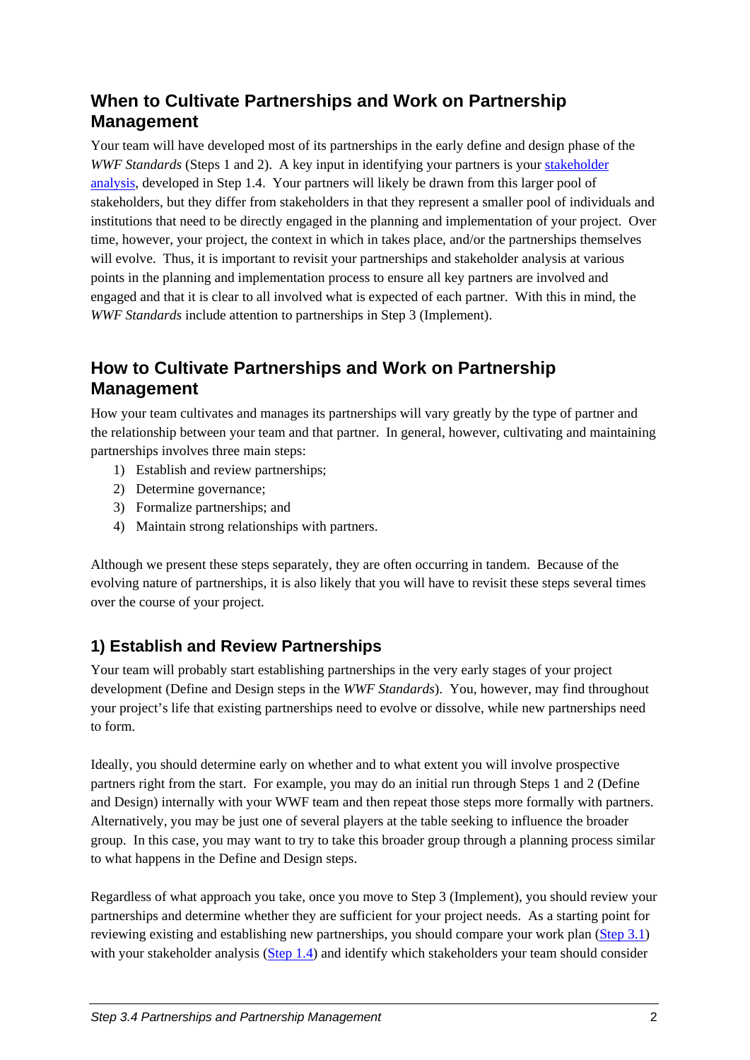## When to Cultivate Partnerships and Work on Partnership Management

Your team will have developed most of its partnerships in the early define and design phase of the *WWF Standards* (Steps 1 and 2). A key input in identifying your partners is your [stakeholder analysis](), developed in Step 1.4. Your partners will likely be drawn from this larger pool of stakeholders, but they differ from stakeholders in that they represent a smaller pool of individuals and institutions that need to be directly engaged in the planning and implementation of your project. Over time, however, your project, the context in which in takes place, and/or the partnerships themselves will evolve. Thus, it is important to revisit your partnerships and stakeholder analysis at various points in the planning and implementation process to ensure all key partners are involved and engaged and that it is clear to all involved what is expected of each partner. With this in mind, the *WWF Standards* include attention to partnerships in Step 3 (Implement).

## How to Cultivate Partnerships and Work on Partnership Management

How your team cultivates and manages its partnerships will vary greatly by the type of partner and the relationship between your team and that partner. In general, however, cultivating and maintaining partnerships involves three main steps:

1) Establish and review partnerships;
2) Determine governance;
3) Formalize partnerships; and
4) Maintain strong relationships with partners.

Although we present these steps separately, they are often occurring in tandem. Because of the evolving nature of partnerships, it is also likely that you will have to revisit these steps several times over the course of your project.

### 1) Establish and Review Partnerships

Your team will probably start establishing partnerships in the very early stages of your project development (Define and Design steps in the *WWF Standards*). You, however, may find throughout your project's life that existing partnerships need to evolve or dissolve, while new partnerships need to form.

Ideally, you should determine early on whether and to what extent you will involve prospective partners right from the start. For example, you may do an initial run through Steps 1 and 2 (Define and Design) internally with your WWF team and then repeat those steps more formally with partners. Alternatively, you may be just one of several players at the table seeking to influence the broader group. In this case, you may want to try to take this broader group through a planning process similar to what happens in the Define and Design steps.

Regardless of what approach you take, once you move to Step 3 (Implement), you should review your partnerships and determine whether they are sufficient for your project needs. As a starting point for reviewing existing and establishing new partnerships, you should compare your work plan ([Step 3.1]()) with your stakeholder analysis ([Step 1.4]()) and identify which stakeholders your team should consider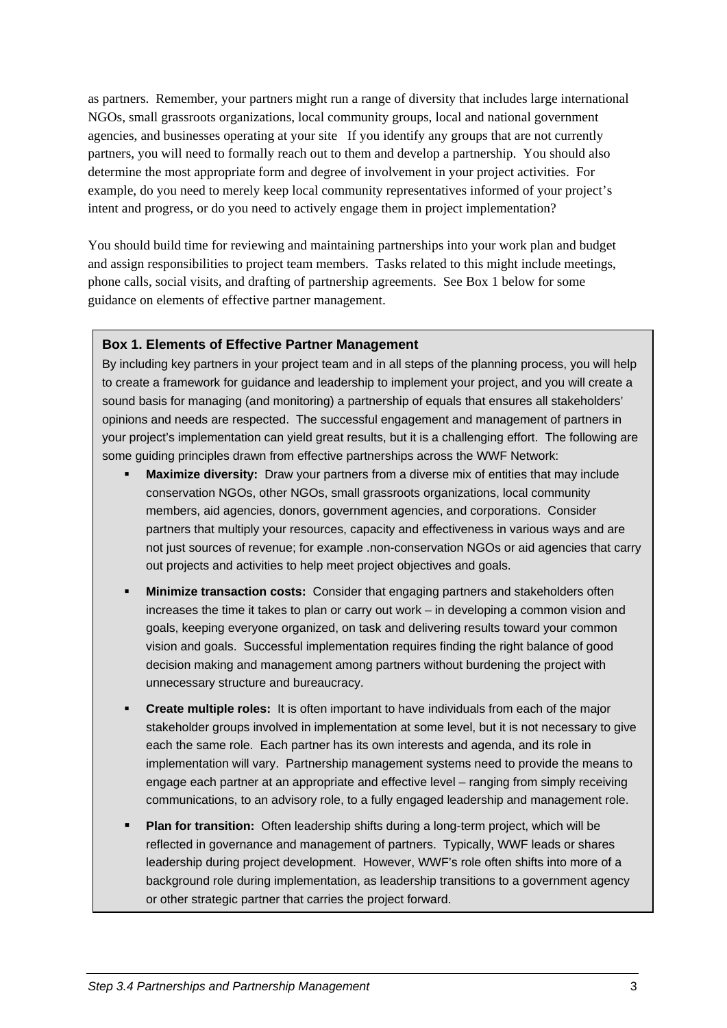as partners. Remember, your partners might run a range of diversity that includes large international NGOs, small grassroots organizations, local community groups, local and national government agencies, and businesses operating at your site If you identify any groups that are not currently partners, you will need to formally reach out to them and develop a partnership. You should also determine the most appropriate form and degree of involvement in your project activities. For example, do you need to merely keep local community representatives informed of your project's intent and progress, or do you need to actively engage them in project implementation?

You should build time for reviewing and maintaining partnerships into your work plan and budget and assign responsibilities to project team members. Tasks related to this might include meetings, phone calls, social visits, and drafting of partnership agreements. See Box 1 below for some guidance on elements of effective partner management.

**Box 1. Elements of Effective Partner Management**

By including key partners in your project team and in all steps of the planning process, you will help to create a framework for guidance and leadership to implement your project, and you will create a sound basis for managing (and monitoring) a partnership of equals that ensures all stakeholders' opinions and needs are respected. The successful engagement and management of partners in your project's implementation can yield great results, but it is a challenging effort. The following are some guiding principles drawn from effective partnerships across the WWF Network:

- **Maximize diversity:** Draw your partners from a diverse mix of entities that may include conservation NGOs, other NGOs, small grassroots organizations, local community members, aid agencies, donors, government agencies, and corporations. Consider partners that multiply your resources, capacity and effectiveness in various ways and are not just sources of revenue; for example .non-conservation NGOs or aid agencies that carry out projects and activities to help meet project objectives and goals.

- **Minimize transaction costs:** Consider that engaging partners and stakeholders often increases the time it takes to plan or carry out work – in developing a common vision and goals, keeping everyone organized, on task and delivering results toward your common vision and goals. Successful implementation requires finding the right balance of good decision making and management among partners without burdening the project with unnecessary structure and bureaucracy.

- **Create multiple roles:** It is often important to have individuals from each of the major stakeholder groups involved in implementation at some level, but it is not necessary to give each the same role. Each partner has its own interests and agenda, and its role in implementation will vary. Partnership management systems need to provide the means to engage each partner at an appropriate and effective level – ranging from simply receiving communications, to an advisory role, to a fully engaged leadership and management role.

- **Plan for transition:** Often leadership shifts during a long-term project, which will be reflected in governance and management of partners. Typically, WWF leads or shares leadership during project development. However, WWF's role often shifts into more of a background role during implementation, as leadership transitions to a government agency or other strategic partner that carries the project forward.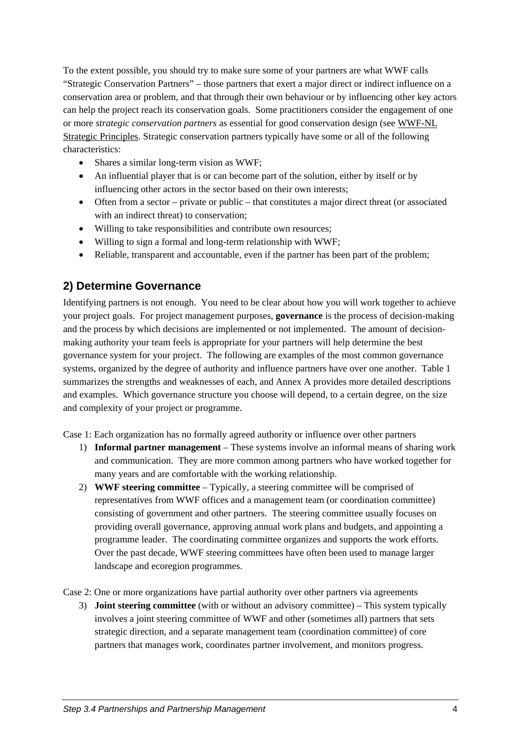To the extent possible, you should try to make sure some of your partners are what WWF calls "Strategic Conservation Partners" – those partners that exert a major direct or indirect influence on a conservation area or problem, and that through their own behaviour or by influencing other key actors can help the project reach its conservation goals. Some practitioners consider the engagement of one or more *strategic conservation partners* as essential for good conservation design (see WWF-NL Strategic Principles. Strategic conservation partners typically have some or all of the following characteristics:

- Shares a similar long-term vision as WWF;
- An influential player that is or can become part of the solution, either by itself or by influencing other actors in the sector based on their own interests;
- Often from a sector – private or public – that constitutes a major direct threat (or associated with an indirect threat) to conservation;
- Willing to take responsibilities and contribute own resources;
- Willing to sign a formal and long-term relationship with WWF;
- Reliable, transparent and accountable, even if the partner has been part of the problem;

## 2) Determine Governance

Identifying partners is not enough. You need to be clear about how you will work together to achieve your project goals. For project management purposes, **governance** is the process of decision-making and the process by which decisions are implemented or not implemented. The amount of decision-making authority your team feels is appropriate for your partners will help determine the best governance system for your project. The following are examples of the most common governance systems, organized by the degree of authority and influence partners have over one another. Table 1 summarizes the strengths and weaknesses of each, and Annex A provides more detailed descriptions and examples. Which governance structure you choose will depend, to a certain degree, on the size and complexity of your project or programme.

Case 1: Each organization has no formally agreed authority or influence over other partners

1) **Informal partner management** – These systems involve an informal means of sharing work and communication. They are more common among partners who have worked together for many years and are comfortable with the working relationship.
2) **WWF steering committee** – Typically, a steering committee will be comprised of representatives from WWF offices and a management team (or coordination committee) consisting of government and other partners. The steering committee usually focuses on providing overall governance, approving annual work plans and budgets, and appointing a programme leader. The coordinating committee organizes and supports the work efforts. Over the past decade, WWF steering committees have often been used to manage larger landscape and ecoregion programmes.

Case 2: One or more organizations have partial authority over other partners via agreements

3) **Joint steering committee** (with or without an advisory committee) – This system typically involves a joint steering committee of WWF and other (sometimes all) partners that sets strategic direction, and a separate management team (coordination committee) of core partners that manages work, coordinates partner involvement, and monitors progress.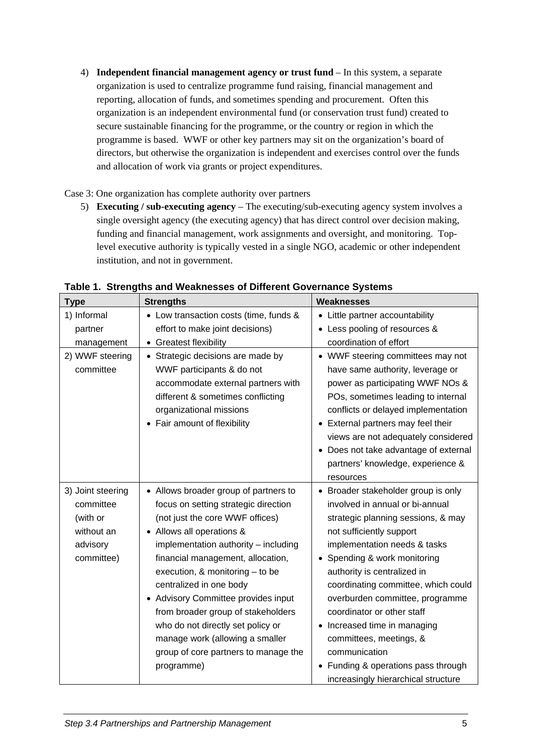4) **Independent financial management agency or trust fund** – In this system, a separate organization is used to centralize programme fund raising, financial management and reporting, allocation of funds, and sometimes spending and procurement. Often this organization is an independent environmental fund (or conservation trust fund) created to secure sustainable financing for the programme, or the country or region in which the programme is based. WWF or other key partners may sit on the organization's board of directors, but otherwise the organization is independent and exercises control over the funds and allocation of work via grants or project expenditures.

Case 3: One organization has complete authority over partners

5) **Executing / sub-executing agency** – The executing/sub-executing agency system involves a single oversight agency (the executing agency) that has direct control over decision making, funding and financial management, work assignments and oversight, and monitoring. Top-level executive authority is typically vested in a single NGO, academic or other independent institution, and not in government.

**Table 1. Strengths and Weaknesses of Different Governance Systems**

| Type | Strengths | Weaknesses |
|---|---|---|
| 1) Informal partner management | • Low transaction costs (time, funds & effort to make joint decisions)<br>• Greatest flexibility | • Little partner accountability<br>• Less pooling of resources & coordination of effort |
| 2) WWF steering committee | • Strategic decisions are made by WWF participants & do not accommodate external partners with different & sometimes conflicting organizational missions<br>• Fair amount of flexibility | • WWF steering committees may not have same authority, leverage or power as participating WWF NOs & POs, sometimes leading to internal conflicts or delayed implementation<br>• External partners may feel their views are not adequately considered<br>• Does not take advantage of external partners' knowledge, experience & resources |
| 3) Joint steering committee (with or without an advisory committee) | • Allows broader group of partners to focus on setting strategic direction (not just the core WWF offices)<br>• Allows all operations & implementation authority – including financial management, allocation, execution, & monitoring – to be centralized in one body<br>• Advisory Committee provides input from broader group of stakeholders who do not directly set policy or manage work (allowing a smaller group of core partners to manage the programme) | • Broader stakeholder group is only involved in annual or bi-annual strategic planning sessions, & may not sufficiently support implementation needs & tasks<br>• Spending & work monitoring authority is centralized in coordinating committee, which could overburden committee, programme coordinator or other staff<br>• Increased time in managing committees, meetings, & communication<br>• Funding & operations pass through increasingly hierarchical structure |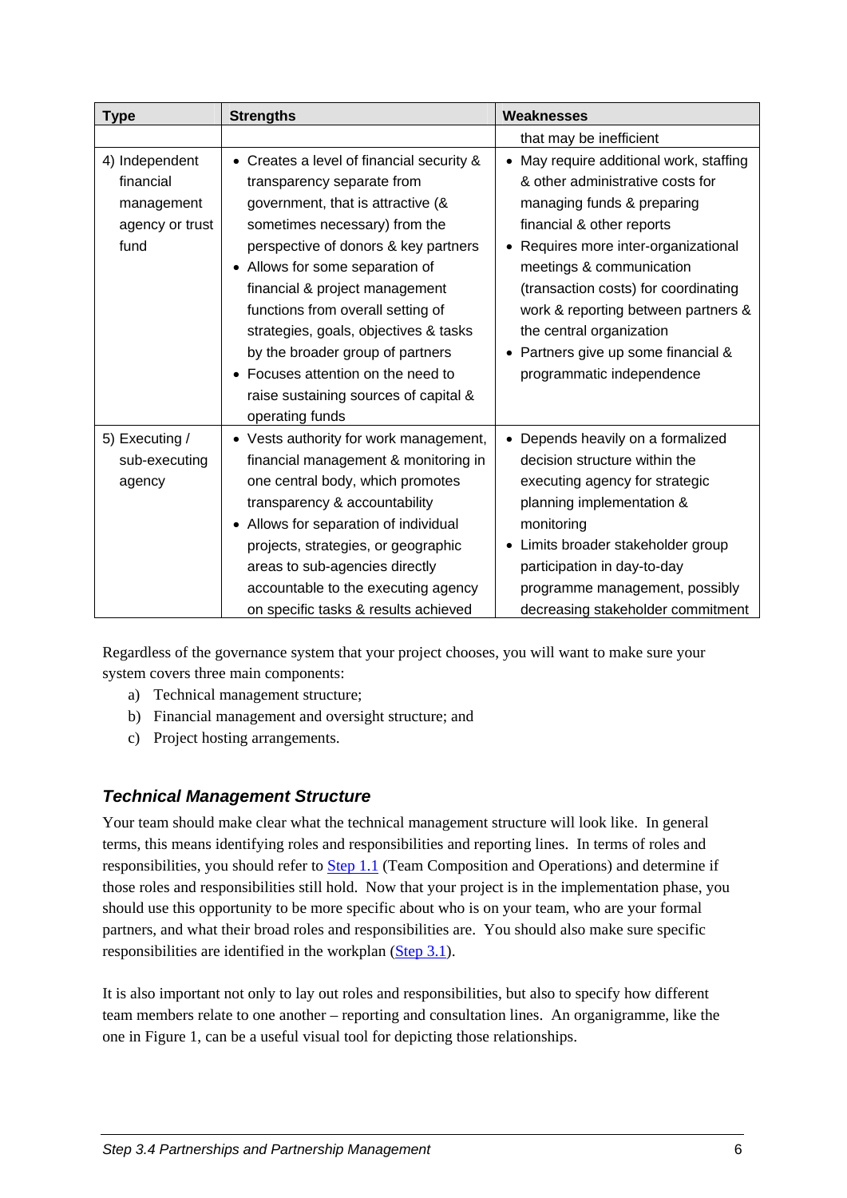| Type | Strengths | Weaknesses |
|---|---|---|
| | | that may be inefficient |
| 4) Independent financial management agency or trust fund | • Creates a level of financial security & transparency separate from government, that is attractive (& sometimes necessary) from the perspective of donors & key partners<br>• Allows for some separation of financial & project management functions from overall setting of strategies, goals, objectives & tasks by the broader group of partners<br>• Focuses attention on the need to raise sustaining sources of capital & operating funds | • May require additional work, staffing & other administrative costs for managing funds & preparing financial & other reports<br>• Requires more inter-organizational meetings & communication (transaction costs) for coordinating work & reporting between partners & the central organization<br>• Partners give up some financial & programmatic independence |
| 5) Executing / sub-executing agency | • Vests authority for work management, financial management & monitoring in one central body, which promotes transparency & accountability<br>• Allows for separation of individual projects, strategies, or geographic areas to sub-agencies directly accountable to the executing agency on specific tasks & results achieved | • Depends heavily on a formalized decision structure within the executing agency for strategic planning implementation & monitoring<br>• Limits broader stakeholder group participation in day-to-day programme management, possibly decreasing stakeholder commitment |

Regardless of the governance system that your project chooses, you will want to make sure your system covers three main components:

a) Technical management structure;
b) Financial management and oversight structure; and
c) Project hosting arrangements.

### *Technical Management Structure*

Your team should make clear what the technical management structure will look like. In general terms, this means identifying roles and responsibilities and reporting lines. In terms of roles and responsibilities, you should refer to Step 1.1 (Team Composition and Operations) and determine if those roles and responsibilities still hold. Now that your project is in the implementation phase, you should use this opportunity to be more specific about who is on your team, who are your formal partners, and what their broad roles and responsibilities are. You should also make sure specific responsibilities are identified in the workplan (Step 3.1).

It is also important not only to lay out roles and responsibilities, but also to specify how different team members relate to one another – reporting and consultation lines. An organigramme, like the one in Figure 1, can be a useful visual tool for depicting those relationships.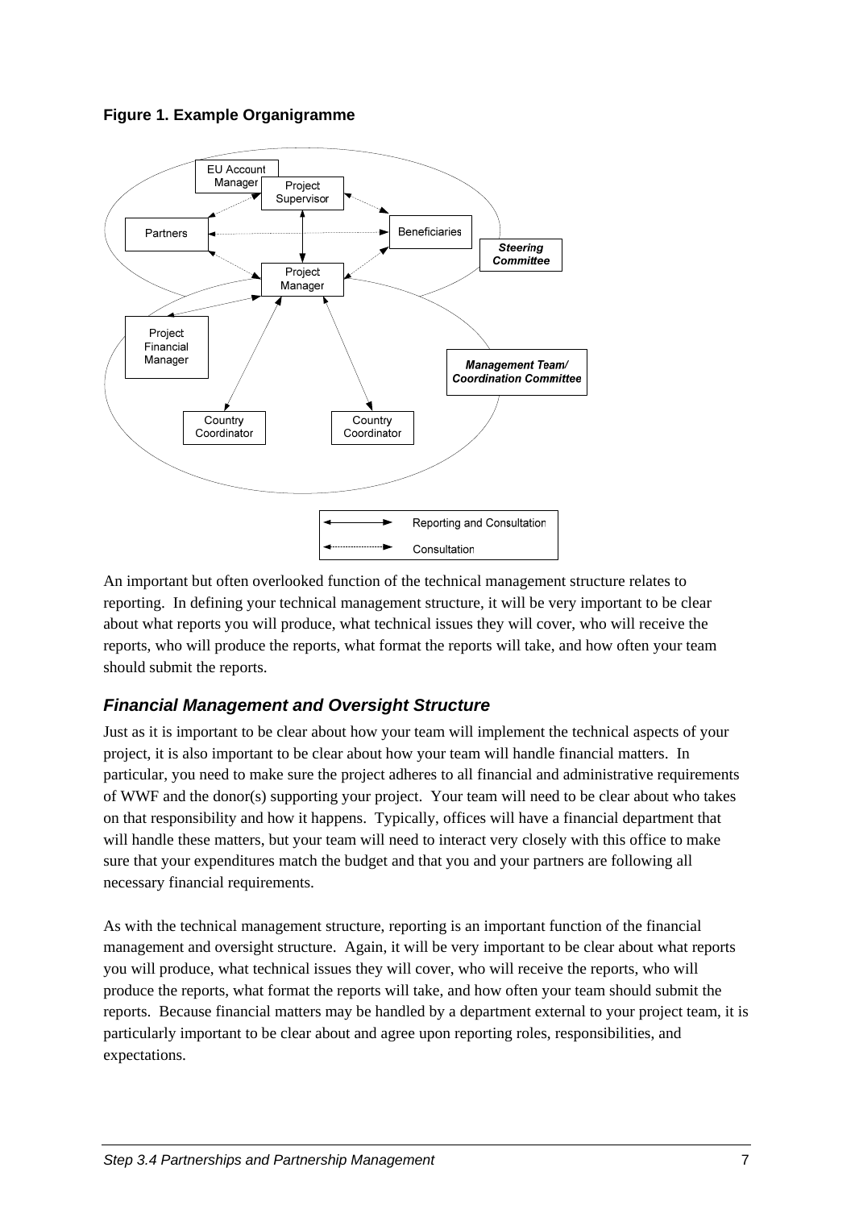**Figure 1. Example Organigramme**

An important but often overlooked function of the technical management structure relates to reporting. In defining your technical management structure, it will be very important to be clear about what reports you will produce, what technical issues they will cover, who will receive the reports, who will produce the reports, what format the reports will take, and how often your team should submit the reports.

### *Financial Management and Oversight Structure*

Just as it is important to be clear about how your team will implement the technical aspects of your project, it is also important to be clear about how your team will handle financial matters. In particular, you need to make sure the project adheres to all financial and administrative requirements of WWF and the donor(s) supporting your project. Your team will need to be clear about who takes on that responsibility and how it happens. Typically, offices will have a financial department that will handle these matters, but your team will need to interact very closely with this office to make sure that your expenditures match the budget and that you and your partners are following all necessary financial requirements.

As with the technical management structure, reporting is an important function of the financial management and oversight structure. Again, it will be very important to be clear about what reports you will produce, what technical issues they will cover, who will receive the reports, who will produce the reports, what format the reports will take, and how often your team should submit the reports. Because financial matters may be handled by a department external to your project team, it is particularly important to be clear about and agree upon reporting roles, responsibilities, and expectations.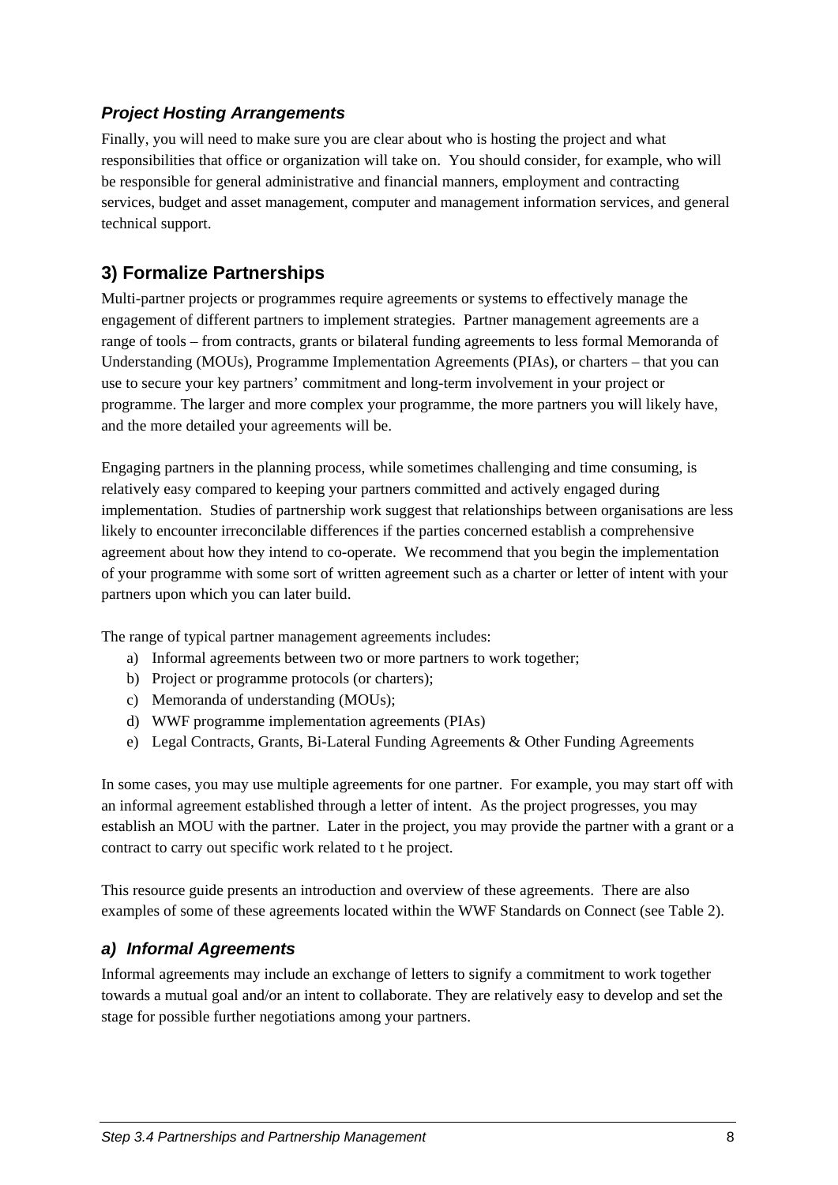### *Project Hosting Arrangements*

Finally, you will need to make sure you are clear about who is hosting the project and what responsibilities that office or organization will take on. You should consider, for example, who will be responsible for general administrative and financial manners, employment and contracting services, budget and asset management, computer and management information services, and general technical support.

## 3) Formalize Partnerships

Multi-partner projects or programmes require agreements or systems to effectively manage the engagement of different partners to implement strategies. Partner management agreements are a range of tools – from contracts, grants or bilateral funding agreements to less formal Memoranda of Understanding (MOUs), Programme Implementation Agreements (PIAs), or charters – that you can use to secure your key partners' commitment and long-term involvement in your project or programme. The larger and more complex your programme, the more partners you will likely have, and the more detailed your agreements will be.

Engaging partners in the planning process, while sometimes challenging and time consuming, is relatively easy compared to keeping your partners committed and actively engaged during implementation. Studies of partnership work suggest that relationships between organisations are less likely to encounter irreconcilable differences if the parties concerned establish a comprehensive agreement about how they intend to co-operate. We recommend that you begin the implementation of your programme with some sort of written agreement such as a charter or letter of intent with your partners upon which you can later build.

The range of typical partner management agreements includes:

a) Informal agreements between two or more partners to work together;
b) Project or programme protocols (or charters);
c) Memoranda of understanding (MOUs);
d) WWF programme implementation agreements (PIAs)
e) Legal Contracts, Grants, Bi-Lateral Funding Agreements & Other Funding Agreements

In some cases, you may use multiple agreements for one partner. For example, you may start off with an informal agreement established through a letter of intent. As the project progresses, you may establish an MOU with the partner. Later in the project, you may provide the partner with a grant or a contract to carry out specific work related to t he project.

This resource guide presents an introduction and overview of these agreements. There are also examples of some of these agreements located within the WWF Standards on Connect (see Table 2).

### *a) Informal Agreements*

Informal agreements may include an exchange of letters to signify a commitment to work together towards a mutual goal and/or an intent to collaborate. They are relatively easy to develop and set the stage for possible further negotiations among your partners.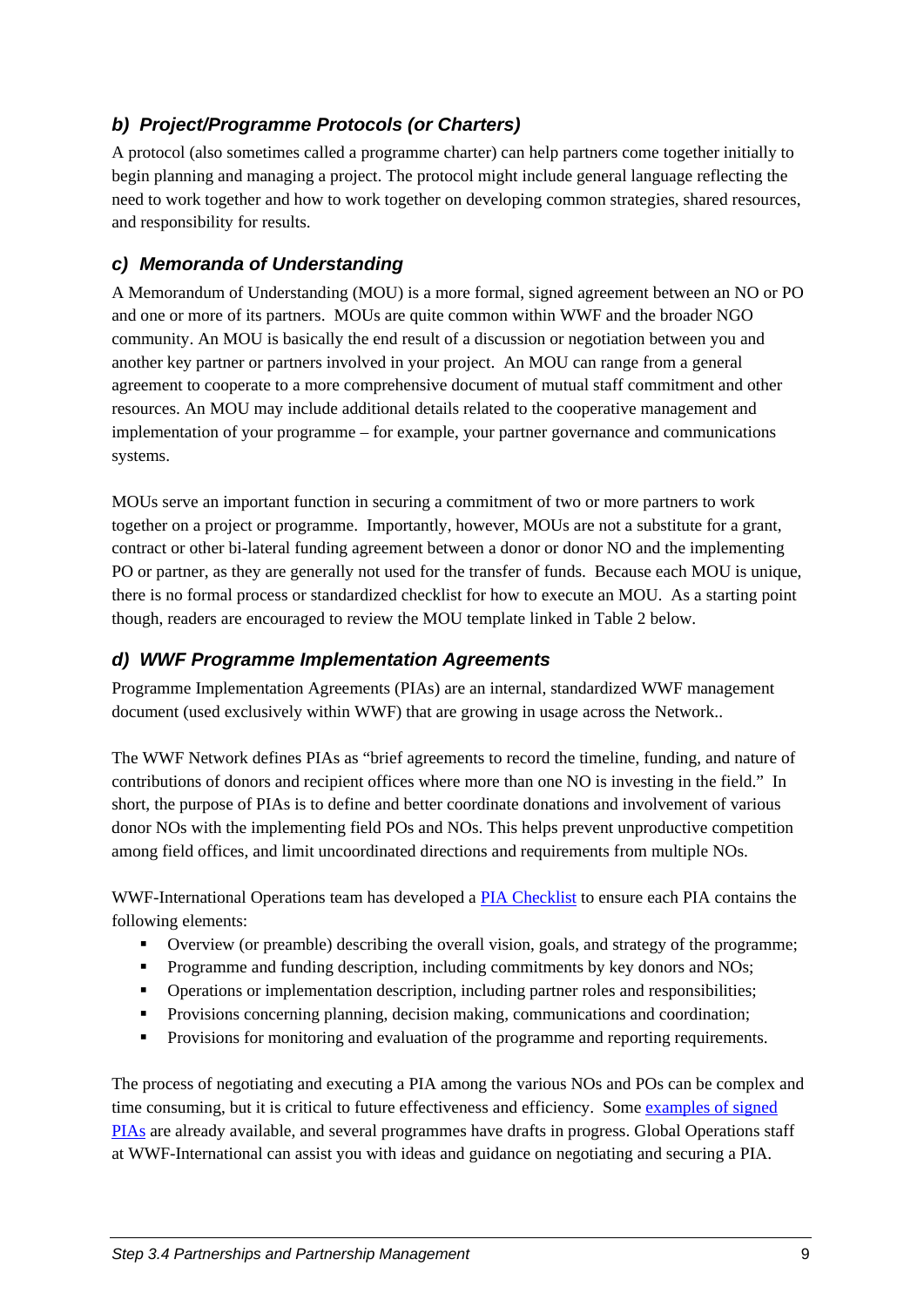### *b) Project/Programme Protocols (or Charters)*

A protocol (also sometimes called a programme charter) can help partners come together initially to begin planning and managing a project. The protocol might include general language reflecting the need to work together and how to work together on developing common strategies, shared resources, and responsibility for results.

### *c) Memoranda of Understanding*

A Memorandum of Understanding (MOU) is a more formal, signed agreement between an NO or PO and one or more of its partners. MOUs are quite common within WWF and the broader NGO community. An MOU is basically the end result of a discussion or negotiation between you and another key partner or partners involved in your project. An MOU can range from a general agreement to cooperate to a more comprehensive document of mutual staff commitment and other resources. An MOU may include additional details related to the cooperative management and implementation of your programme – for example, your partner governance and communications systems.

MOUs serve an important function in securing a commitment of two or more partners to work together on a project or programme. Importantly, however, MOUs are not a substitute for a grant, contract or other bi-lateral funding agreement between a donor or donor NO and the implementing PO or partner, as they are generally not used for the transfer of funds. Because each MOU is unique, there is no formal process or standardized checklist for how to execute an MOU. As a starting point though, readers are encouraged to review the MOU template linked in Table 2 below.

### *d) WWF Programme Implementation Agreements*

Programme Implementation Agreements (PIAs) are an internal, standardized WWF management document (used exclusively within WWF) that are growing in usage across the Network..

The WWF Network defines PIAs as "brief agreements to record the timeline, funding, and nature of contributions of donors and recipient offices where more than one NO is investing in the field." In short, the purpose of PIAs is to define and better coordinate donations and involvement of various donor NOs with the implementing field POs and NOs. This helps prevent unproductive competition among field offices, and limit uncoordinated directions and requirements from multiple NOs.

WWF-International Operations team has developed a PIA Checklist to ensure each PIA contains the following elements:

- Overview (or preamble) describing the overall vision, goals, and strategy of the programme;
- Programme and funding description, including commitments by key donors and NOs;
- Operations or implementation description, including partner roles and responsibilities;
- Provisions concerning planning, decision making, communications and coordination;
- Provisions for monitoring and evaluation of the programme and reporting requirements.

The process of negotiating and executing a PIA among the various NOs and POs can be complex and time consuming, but it is critical to future effectiveness and efficiency. Some examples of signed PIAs are already available, and several programmes have drafts in progress. Global Operations staff at WWF-International can assist you with ideas and guidance on negotiating and securing a PIA.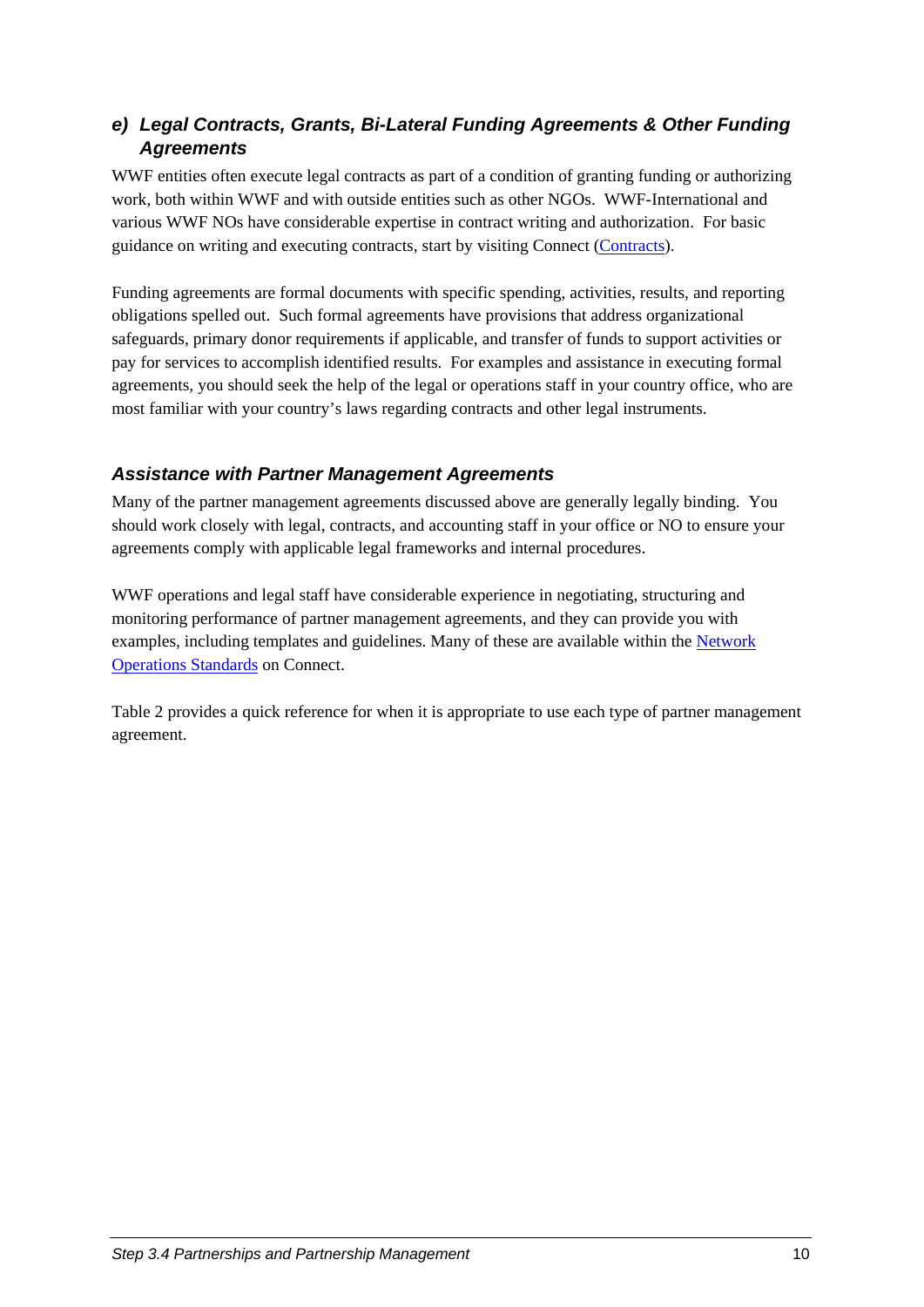### *e) Legal Contracts, Grants, Bi-Lateral Funding Agreements & Other Funding Agreements*

WWF entities often execute legal contracts as part of a condition of granting funding or authorizing work, both within WWF and with outside entities such as other NGOs. WWF-International and various WWF NOs have considerable expertise in contract writing and authorization. For basic guidance on writing and executing contracts, start by visiting Connect (Contracts).

Funding agreements are formal documents with specific spending, activities, results, and reporting obligations spelled out. Such formal agreements have provisions that address organizational safeguards, primary donor requirements if applicable, and transfer of funds to support activities or pay for services to accomplish identified results. For examples and assistance in executing formal agreements, you should seek the help of the legal or operations staff in your country office, who are most familiar with your country's laws regarding contracts and other legal instruments.

### *Assistance with Partner Management Agreements*

Many of the partner management agreements discussed above are generally legally binding. You should work closely with legal, contracts, and accounting staff in your office or NO to ensure your agreements comply with applicable legal frameworks and internal procedures.

WWF operations and legal staff have considerable experience in negotiating, structuring and monitoring performance of partner management agreements, and they can provide you with examples, including templates and guidelines. Many of these are available within the Network Operations Standards on Connect.

Table 2 provides a quick reference for when it is appropriate to use each type of partner management agreement.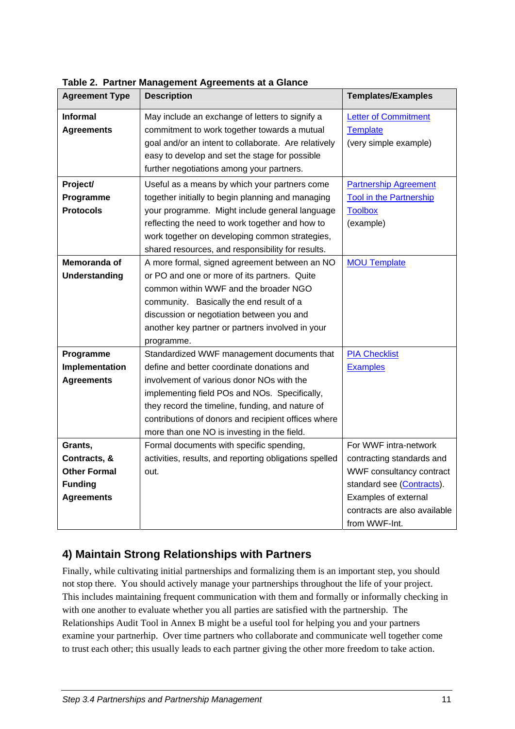**Table 2. Partner Management Agreements at a Glance**

| Agreement Type | Description | Templates/Examples |
|---|---|---|
| **Informal Agreements** | May include an exchange of letters to signify a commitment to work together towards a mutual goal and/or an intent to collaborate. Are relatively easy to develop and set the stage for possible further negotiations among your partners. | Letter of Commitment Template (very simple example) |
| **Project/ Programme Protocols** | Useful as a means by which your partners come together initially to begin planning and managing your programme. Might include general language reflecting the need to work together and how to work together on developing common strategies, shared resources, and responsibility for results. | Partnership Agreement Tool in the Partnership Toolbox (example) |
| **Memoranda of Understanding** | A more formal, signed agreement between an NO or PO and one or more of its partners. Quite common within WWF and the broader NGO community. Basically the end result of a discussion or negotiation between you and another key partner or partners involved in your programme. | MOU Template |
| **Programme Implementation Agreements** | Standardized WWF management documents that define and better coordinate donations and involvement of various donor NOs with the implementing field POs and NOs. Specifically, they record the timeline, funding, and nature of contributions of donors and recipient offices where more than one NO is investing in the field. | PIA Checklist Examples |
| **Grants, Contracts, & Other Formal Funding Agreements** | Formal documents with specific spending, activities, results, and reporting obligations spelled out. | For WWF intra-network contracting standards and WWF consultancy contract standard see (Contracts). Examples of external contracts are also available from WWF-Int. |

## 4) Maintain Strong Relationships with Partners

Finally, while cultivating initial partnerships and formalizing them is an important step, you should not stop there. You should actively manage your partnerships throughout the life of your project. This includes maintaining frequent communication with them and formally or informally checking in with one another to evaluate whether you all parties are satisfied with the partnership. The Relationships Audit Tool in Annex B might be a useful tool for helping you and your partners examine your partnerhip. Over time partners who collaborate and communicate well together come to trust each other; this usually leads to each partner giving the other more freedom to take action.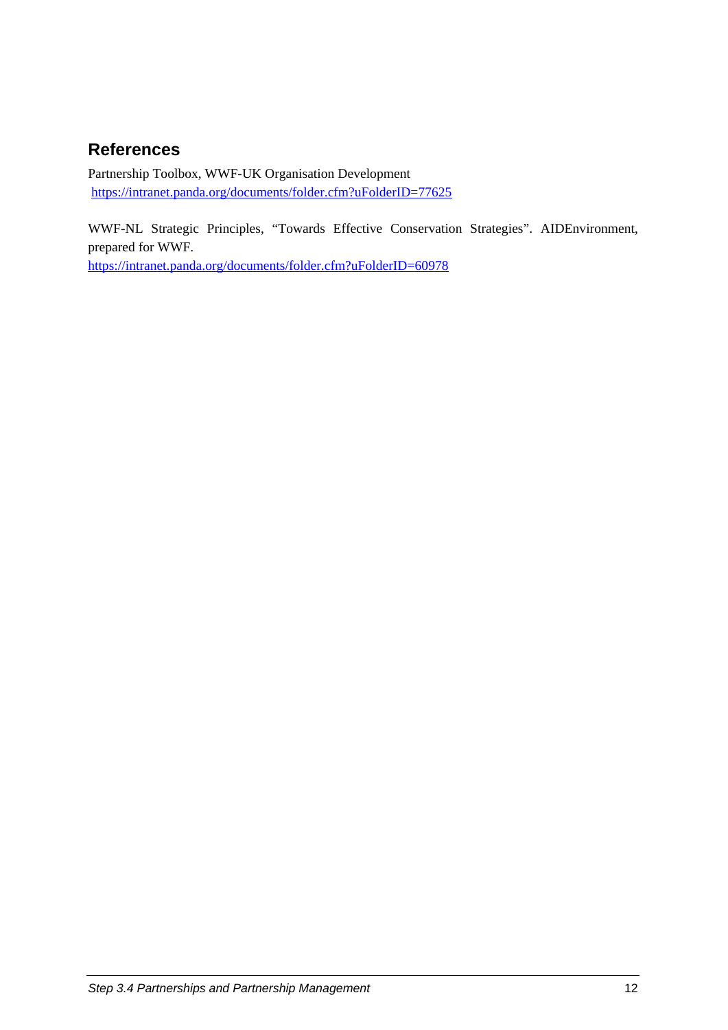## References

Partnership Toolbox, WWF-UK Organisation Development
https://intranet.panda.org/documents/folder.cfm?uFolderID=77625

WWF-NL Strategic Principles, "Towards Effective Conservation Strategies". AIDEnvironment, prepared for WWF.
https://intranet.panda.org/documents/folder.cfm?uFolderID=60978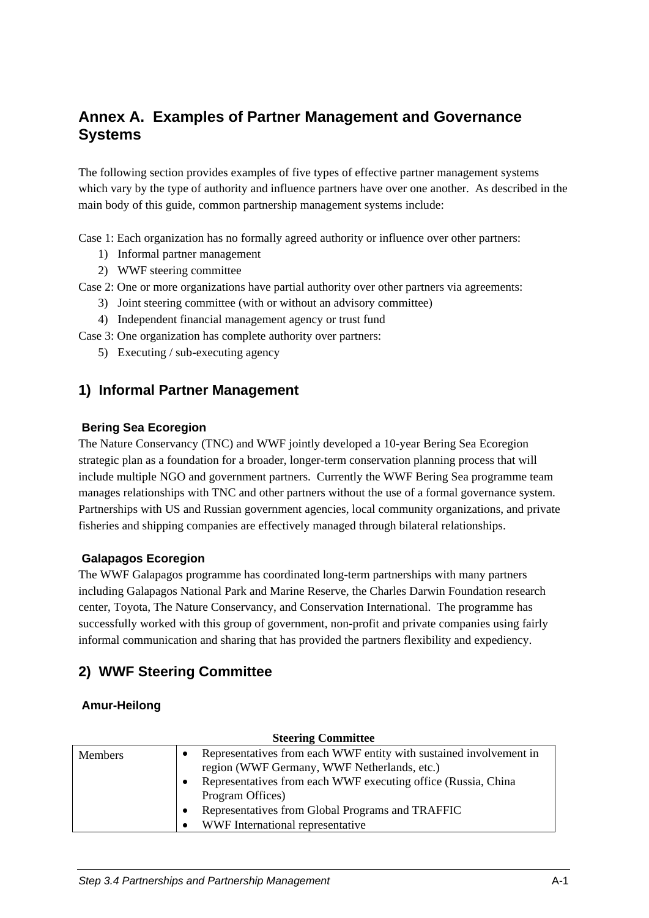# Annex A. Examples of Partner Management and Governance Systems

The following section provides examples of five types of effective partner management systems which vary by the type of authority and influence partners have over one another. As described in the main body of this guide, common partnership management systems include:

Case 1: Each organization has no formally agreed authority or influence over other partners:

1) Informal partner management
2) WWF steering committee

Case 2: One or more organizations have partial authority over other partners via agreements:

3) Joint steering committee (with or without an advisory committee)
4) Independent financial management agency or trust fund

Case 3: One organization has complete authority over partners:

5) Executing / sub-executing agency

## 1) Informal Partner Management

### Bering Sea Ecoregion

The Nature Conservancy (TNC) and WWF jointly developed a 10-year Bering Sea Ecoregion strategic plan as a foundation for a broader, longer-term conservation planning process that will include multiple NGO and government partners. Currently the WWF Bering Sea programme team manages relationships with TNC and other partners without the use of a formal governance system. Partnerships with US and Russian government agencies, local community organizations, and private fisheries and shipping companies are effectively managed through bilateral relationships.

### Galapagos Ecoregion

The WWF Galapagos programme has coordinated long-term partnerships with many partners including Galapagos National Park and Marine Reserve, the Charles Darwin Foundation research center, Toyota, The Nature Conservancy, and Conservation International. The programme has successfully worked with this group of government, non-profit and private companies using fairly informal communication and sharing that has provided the partners flexibility and expediency.

## 2) WWF Steering Committee

### Amur-Heilong

**Steering Committee**

| | |
|---|---|
| Members | • Representatives from each WWF entity with sustained involvement in region (WWF Germany, WWF Netherlands, etc.)<br>• Representatives from each WWF executing office (Russia, China Program Offices)<br>• Representatives from Global Programs and TRAFFIC<br>• WWF International representative |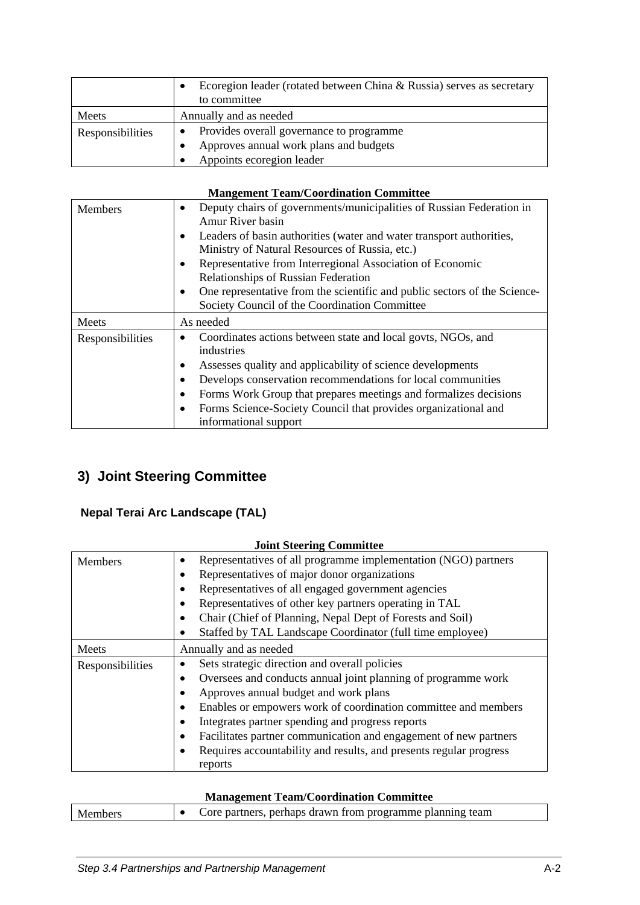| | • Ecoregion leader (rotated between China & Russia) serves as secretary to committee |
|---|---|
| Meets | Annually and as needed |
| Responsibilities | • Provides overall governance to programme<br>• Approves annual work plans and budgets<br>• Appoints ecoregion leader |

**Mangement Team/Coordination Committee**

| Members | • Deputy chairs of governments/municipalities of Russian Federation in Amur River basin<br>• Leaders of basin authorities (water and water transport authorities, Ministry of Natural Resources of Russia, etc.)<br>• Representative from Interregional Association of Economic Relationships of Russian Federation<br>• One representative from the scientific and public sectors of the Science-Society Council of the Coordination Committee |
|---|---|
| Meets | As needed |
| Responsibilities | • Coordinates actions between state and local govts, NGOs, and industries<br>• Assesses quality and applicability of science developments<br>• Develops conservation recommendations for local communities<br>• Forms Work Group that prepares meetings and formalizes decisions<br>• Forms Science-Society Council that provides organizational and informational support |

## 3) Joint Steering Committee

### Nepal Terai Arc Landscape (TAL)

**Joint Steering Committee**

| Members | • Representatives of all programme implementation (NGO) partners<br>• Representatives of major donor organizations<br>• Representatives of all engaged government agencies<br>• Representatives of other key partners operating in TAL<br>• Chair (Chief of Planning, Nepal Dept of Forests and Soil)<br>• Staffed by TAL Landscape Coordinator (full time employee) |
|---|---|
| Meets | Annually and as needed |
| Responsibilities | • Sets strategic direction and overall policies<br>• Oversees and conducts annual joint planning of programme work<br>• Approves annual budget and work plans<br>• Enables or empowers work of coordination committee and members<br>• Integrates partner spending and progress reports<br>• Facilitates partner communication and engagement of new partners<br>• Requires accountability and results, and presents regular progress reports |

**Management Team/Coordination Committee**

| Members | • Core partners, perhaps drawn from programme planning team |
|---|---|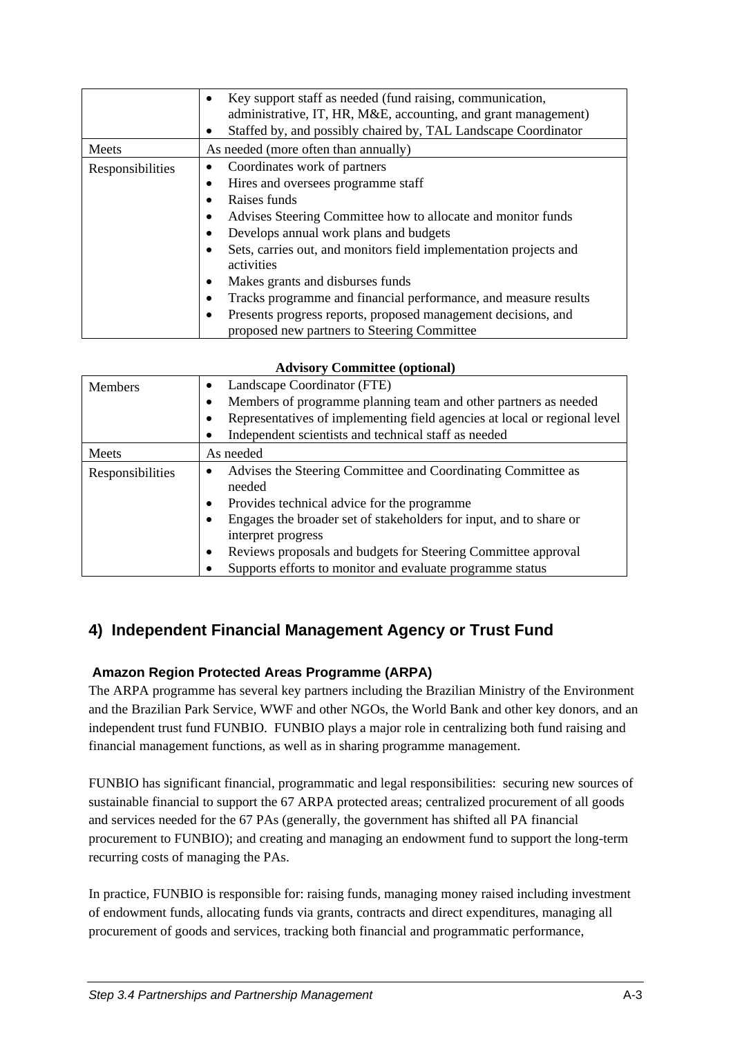| | |
|---|---|
| | • Key support staff as needed (fund raising, communication, administrative, IT, HR, M&E, accounting, and grant management)<br>• Staffed by, and possibly chaired by, TAL Landscape Coordinator |
| Meets | As needed (more often than annually) |
| Responsibilities | • Coordinates work of partners<br>• Hires and oversees programme staff<br>• Raises funds<br>• Advises Steering Committee how to allocate and monitor funds<br>• Develops annual work plans and budgets<br>• Sets, carries out, and monitors field implementation projects and activities<br>• Makes grants and disburses funds<br>• Tracks programme and financial performance, and measure results<br>• Presents progress reports, proposed management decisions, and proposed new partners to Steering Committee |

**Advisory Committee (optional)**

| | |
|---|---|
| Members | • Landscape Coordinator (FTE)<br>• Members of programme planning team and other partners as needed<br>• Representatives of implementing field agencies at local or regional level<br>• Independent scientists and technical staff as needed |
| Meets | As needed |
| Responsibilities | • Advises the Steering Committee and Coordinating Committee as needed<br>• Provides technical advice for the programme<br>• Engages the broader set of stakeholders for input, and to share or interpret progress<br>• Reviews proposals and budgets for Steering Committee approval<br>• Supports efforts to monitor and evaluate programme status |

## 4) Independent Financial Management Agency or Trust Fund

### Amazon Region Protected Areas Programme (ARPA)

The ARPA programme has several key partners including the Brazilian Ministry of the Environment and the Brazilian Park Service, WWF and other NGOs, the World Bank and other key donors, and an independent trust fund FUNBIO. FUNBIO plays a major role in centralizing both fund raising and financial management functions, as well as in sharing programme management.

FUNBIO has significant financial, programmatic and legal responsibilities: securing new sources of sustainable financial to support the 67 ARPA protected areas; centralized procurement of all goods and services needed for the 67 PAs (generally, the government has shifted all PA financial procurement to FUNBIO); and creating and managing an endowment fund to support the long-term recurring costs of managing the PAs.

In practice, FUNBIO is responsible for: raising funds, managing money raised including investment of endowment funds, allocating funds via grants, contracts and direct expenditures, managing all procurement of goods and services, tracking both financial and programmatic performance,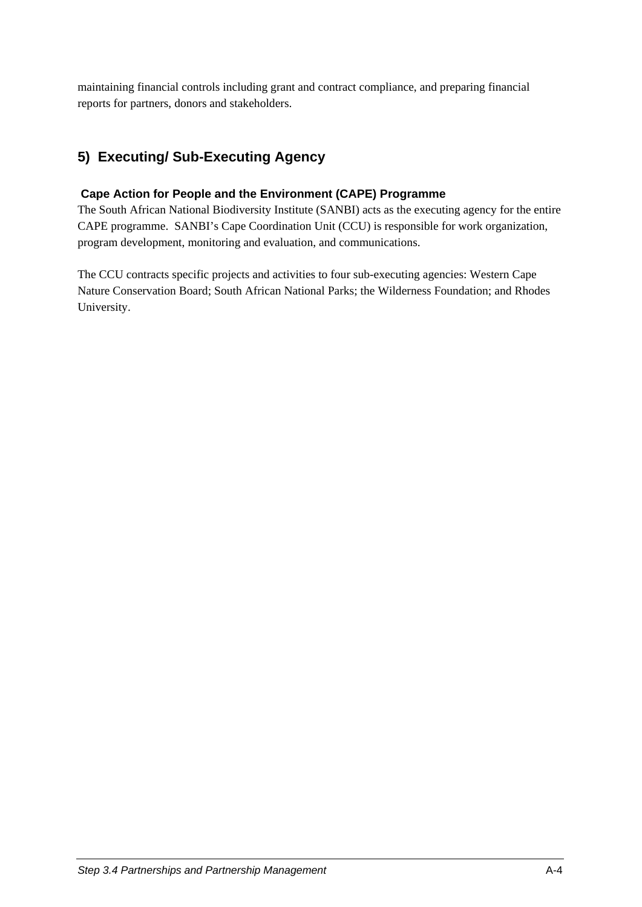maintaining financial controls including grant and contract compliance, and preparing financial reports for partners, donors and stakeholders.

## 5) Executing/ Sub-Executing Agency

**Cape Action for People and the Environment (CAPE) Programme**

The South African National Biodiversity Institute (SANBI) acts as the executing agency for the entire CAPE programme. SANBI's Cape Coordination Unit (CCU) is responsible for work organization, program development, monitoring and evaluation, and communications.

The CCU contracts specific projects and activities to four sub-executing agencies: Western Cape Nature Conservation Board; South African National Parks; the Wilderness Foundation; and Rhodes University.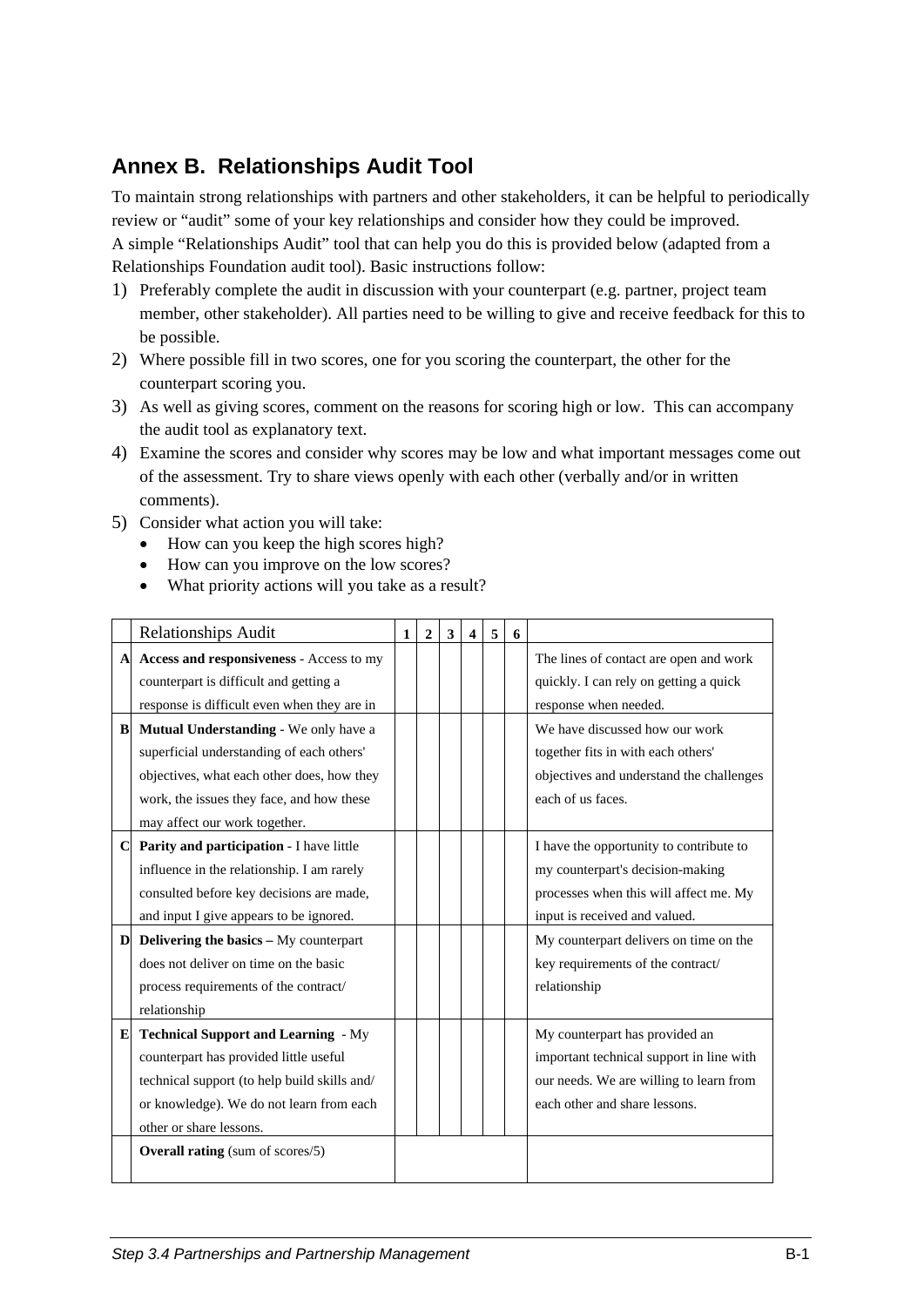## Annex B. Relationships Audit Tool

To maintain strong relationships with partners and other stakeholders, it can be helpful to periodically review or "audit" some of your key relationships and consider how they could be improved. A simple "Relationships Audit" tool that can help you do this is provided below (adapted from a Relationships Foundation audit tool). Basic instructions follow:

1) Preferably complete the audit in discussion with your counterpart (e.g. partner, project team member, other stakeholder). All parties need to be willing to give and receive feedback for this to be possible.
2) Where possible fill in two scores, one for you scoring the counterpart, the other for the counterpart scoring you.
3) As well as giving scores, comment on the reasons for scoring high or low. This can accompany the audit tool as explanatory text.
4) Examine the scores and consider why scores may be low and what important messages come out of the assessment. Try to share views openly with each other (verbally and/or in written comments).
5) Consider what action you will take:
   - How can you keep the high scores high?
   - How can you improve on the low scores?
   - What priority actions will you take as a result?

| | Relationships Audit | 1 | 2 | 3 | 4 | 5 | 6 | |
|---|---|---|---|---|---|---|---|---|
| **A** | **Access and responsiveness** - Access to my counterpart is difficult and getting a response is difficult even when they are in | | | | | | | The lines of contact are open and work quickly. I can rely on getting a quick response when needed. |
| **B** | **Mutual Understanding** - We only have a superficial understanding of each others' objectives, what each other does, how they work, the issues they face, and how these may affect our work together. | | | | | | | We have discussed how our work together fits in with each others' objectives and understand the challenges each of us faces. |
| **C** | **Parity and participation** - I have little influence in the relationship. I am rarely consulted before key decisions are made, and input I give appears to be ignored. | | | | | | | I have the opportunity to contribute to my counterpart's decision-making processes when this will affect me. My input is received and valued. |
| **D** | **Delivering the basics –** My counterpart does not deliver on time on the basic process requirements of the contract/ relationship | | | | | | | My counterpart delivers on time on the key requirements of the contract/ relationship |
| **E** | **Technical Support and Learning** - My counterpart has provided little useful technical support (to help build skills and/ or knowledge). We do not learn from each other or share lessons. | | | | | | | My counterpart has provided an important technical support in line with our needs. We are willing to learn from each other and share lessons. |
| | **Overall rating** (sum of scores/5) | | | | | | | |